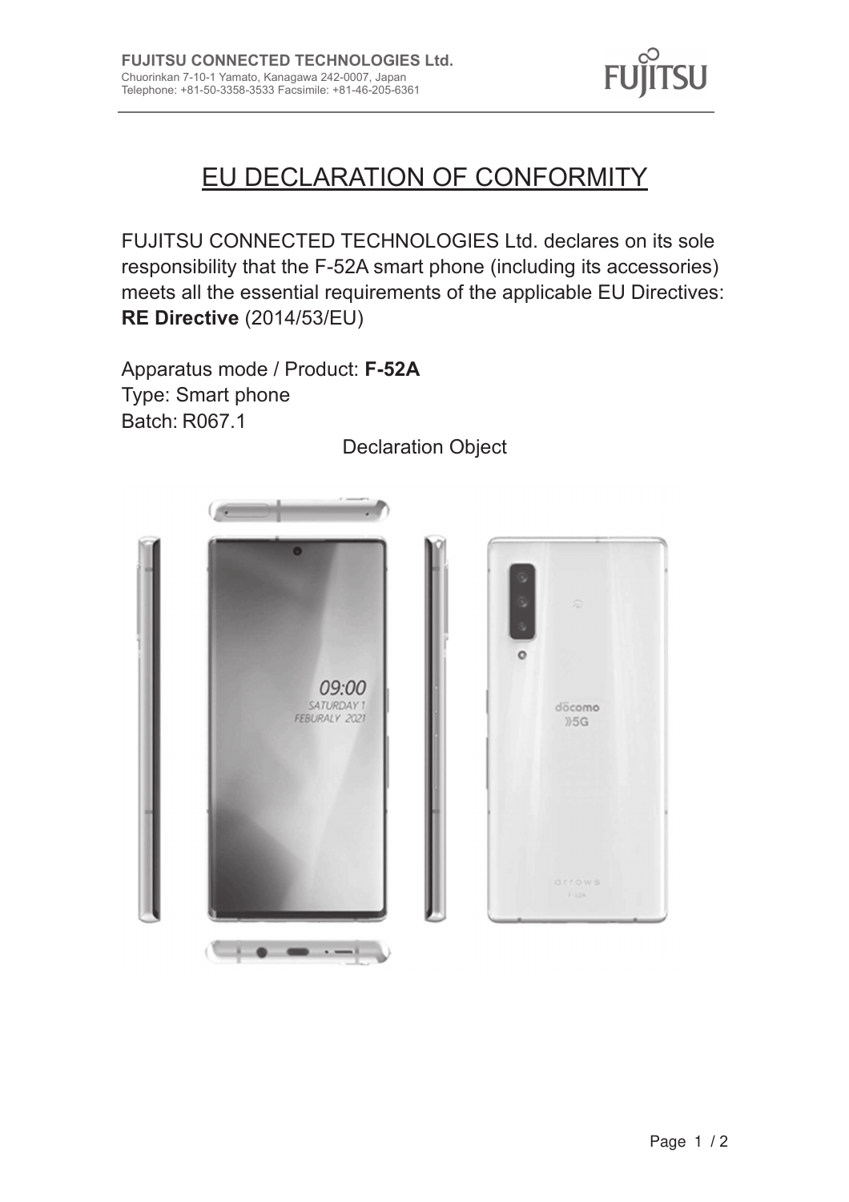**FUJITSU CONNECTED TECHNOLOGIES Ltd.**
Chuorinkan 7-10-1 Yamato, Kanagawa 242-0007, Japan
Telephone: +81-50-3358-3533 Facsimile: +81-46-205-6361

# EU DECLARATION OF CONFORMITY

FUJITSU CONNECTED TECHNOLOGIES Ltd. declares on its sole responsibility that the F-52A smart phone (including its accessories) meets all the essential requirements of the applicable EU Directives: **RE Directive** (2014/53/EU)

Apparatus mode / Product: **F-52A**
Type: Smart phone
Batch: R067.1

Declaration Object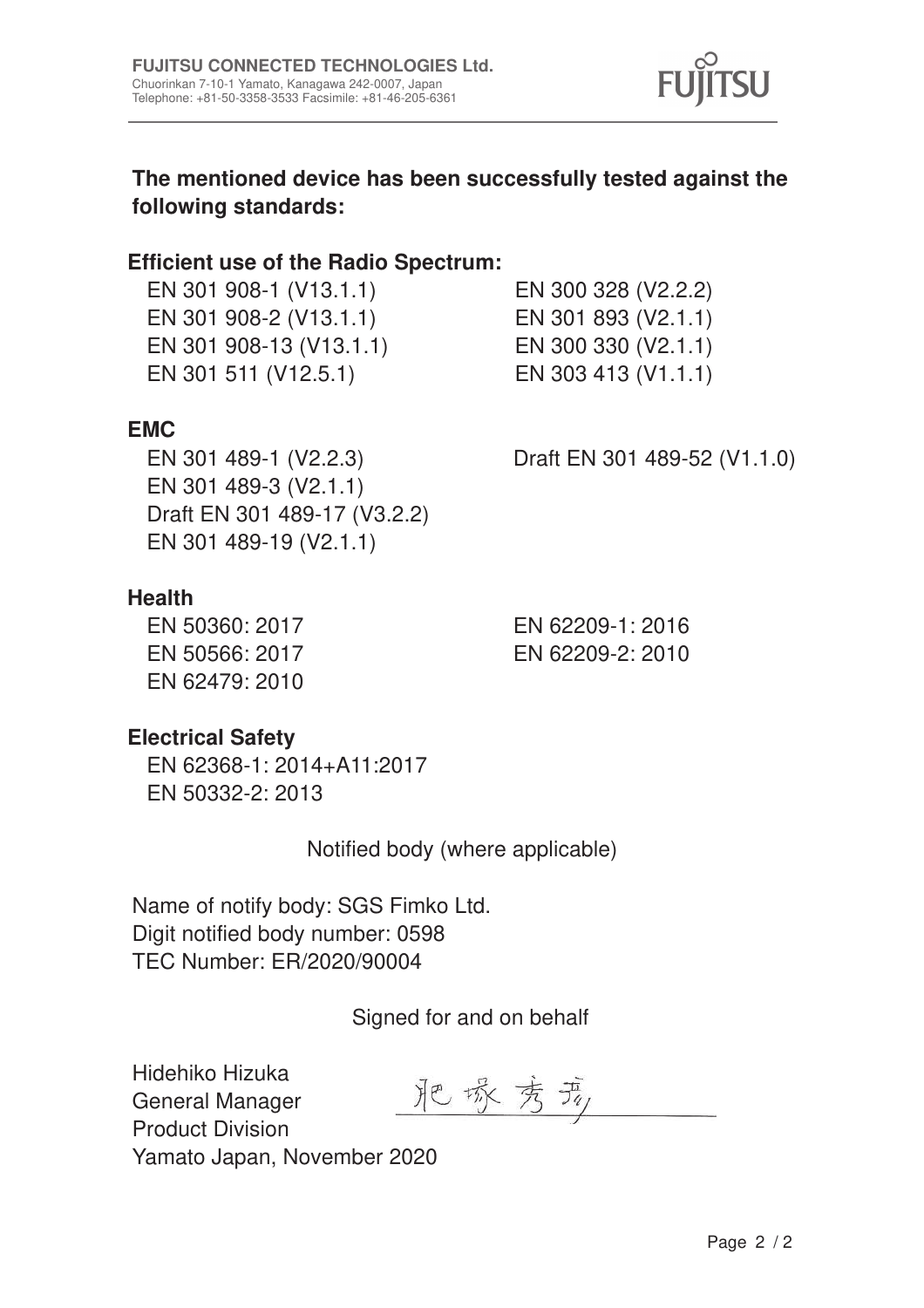FUJITSU CONNECTED TECHNOLOGIES Ltd.
Chuorinkan 7-10-1 Yamato, Kanagawa 242-0007, Japan
Telephone: +81-50-3358-3533 Facsimile: +81-46-205-6361

FUJITSU

**The mentioned device has been successfully tested against the following standards:**

**Efficient use of the Radio Spectrum:**

EN 301 908-1 (V13.1.1)
EN 301 908-2 (V13.1.1)
EN 301 908-13 (V13.1.1)
EN 301 511 (V12.5.1)
EN 300 328 (V2.2.2)
EN 301 893 (V2.1.1)
EN 300 330 (V2.1.1)
EN 303 413 (V1.1.1)

**EMC**

EN 301 489-1 (V2.2.3)
EN 301 489-3 (V2.1.1)
Draft EN 301 489-17 (V3.2.2)
EN 301 489-19 (V2.1.1)
Draft EN 301 489-52 (V1.1.0)

**Health**

EN 50360: 2017
EN 50566: 2017
EN 62479: 2010
EN 62209-1: 2016
EN 62209-2: 2010

**Electrical Safety**

EN 62368-1: 2014+A11:2017
EN 50332-2: 2013

Notified body (where applicable)

Name of notify body: SGS Fimko Ltd.
Digit notified body number: 0598
TEC Number: ER/2020/90004

Signed for and on behalf

Hidehiko Hizuka
General Manager
Product Division
Yamato Japan, November 2020

肥塚秀彦